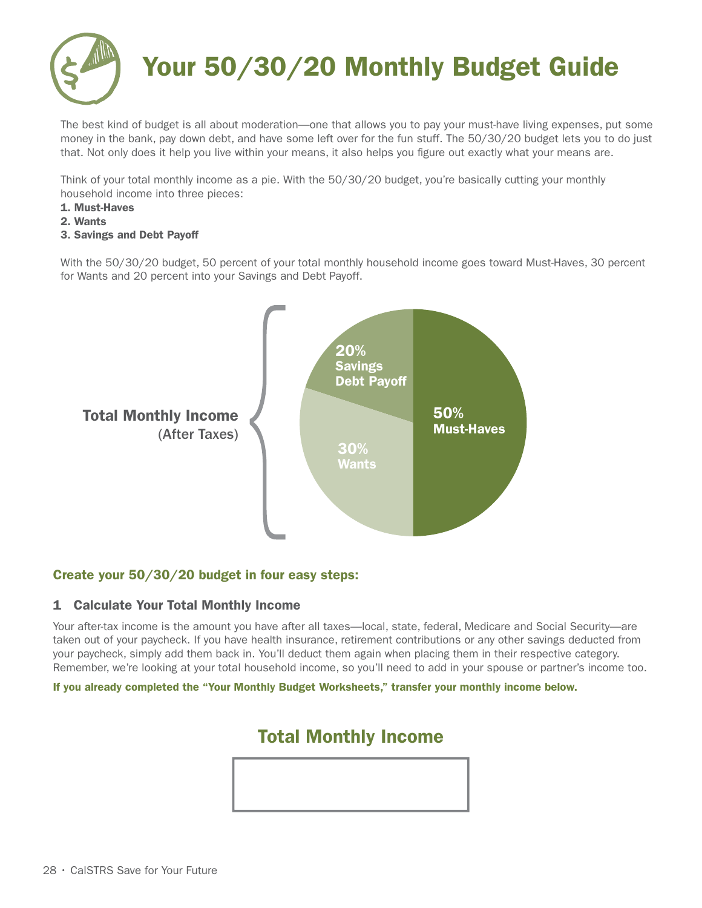# Your 50/30/20 Monthly Budget Guide

The best kind of budget is all about moderation—one that allows you to pay your must-have living expenses, put some money in the bank, pay down debt, and have some left over for the fun stuff. The 50/30/20 budget lets you to do just that. Not only does it help you live within your means, it also helps you figure out exactly what your means are.

Think of your total monthly income as a pie. With the 50/30/20 budget, you're basically cutting your monthly household income into three pieces:

1. **Must-Haves**
2. **Wants**
3. **Savings and Debt Payoff**

With the 50/30/20 budget, 50 percent of your total monthly household income goes toward Must-Haves, 30 percent for Wants and 20 percent into your Savings and Debt Payoff.

**Total Monthly Income** (After Taxes)

- **50% Must-Haves**
- **30% Wants**
- **20% Savings Debt Payoff**

## Create your 50/30/20 budget in four easy steps:

### 1 Calculate Your Total Monthly Income

Your after-tax income is the amount you have after all taxes—local, state, federal, Medicare and Social Security—are taken out of your paycheck. If you have health insurance, retirement contributions or any other savings deducted from your paycheck, simply add them back in. You'll deduct them again when placing them in their respective category. Remember, we're looking at your total household income, so you'll need to add in your spouse or partner's income too.

**If you already completed the "Your Monthly Budget Worksheets," transfer your monthly income below.**

## Total Monthly Income

| |
|---|
| |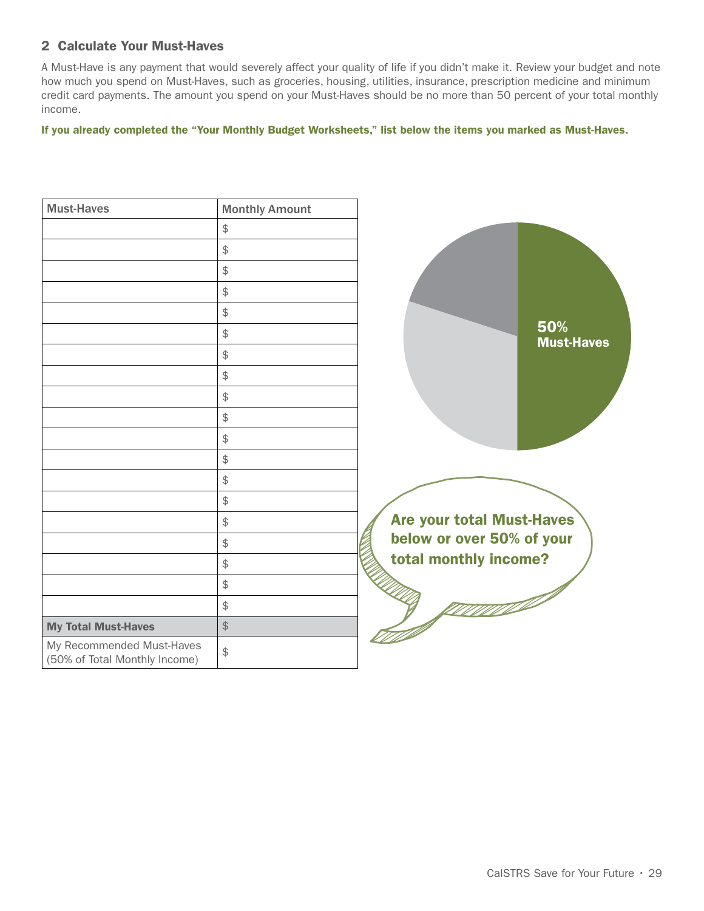## 2 Calculate Your Must-Haves

A Must-Have is any payment that would severely affect your quality of life if you didn't make it. Review your budget and note how much you spend on Must-Haves, such as groceries, housing, utilities, insurance, prescription medicine and minimum credit card payments. The amount you spend on your Must-Haves should be no more than 50 percent of your total monthly income.

**If you already completed the "Your Monthly Budget Worksheets," list below the items you marked as Must-Haves.**

| Must-Haves | Monthly Amount |
|---|---|
| | $ |
| | $ |
| | $ |
| | $ |
| | $ |
| | $ |
| | $ |
| | $ |
| | $ |
| | $ |
| | $ |
| | $ |
| | $ |
| | $ |
| | $ |
| | $ |
| | $ |
| | $ |
| | $ |
| **My Total Must-Haves** | $ |
| My Recommended Must-Haves (50% of Total Monthly Income) | $ |

50% Must-Haves

**Are your total Must-Haves below or over 50% of your total monthly income?**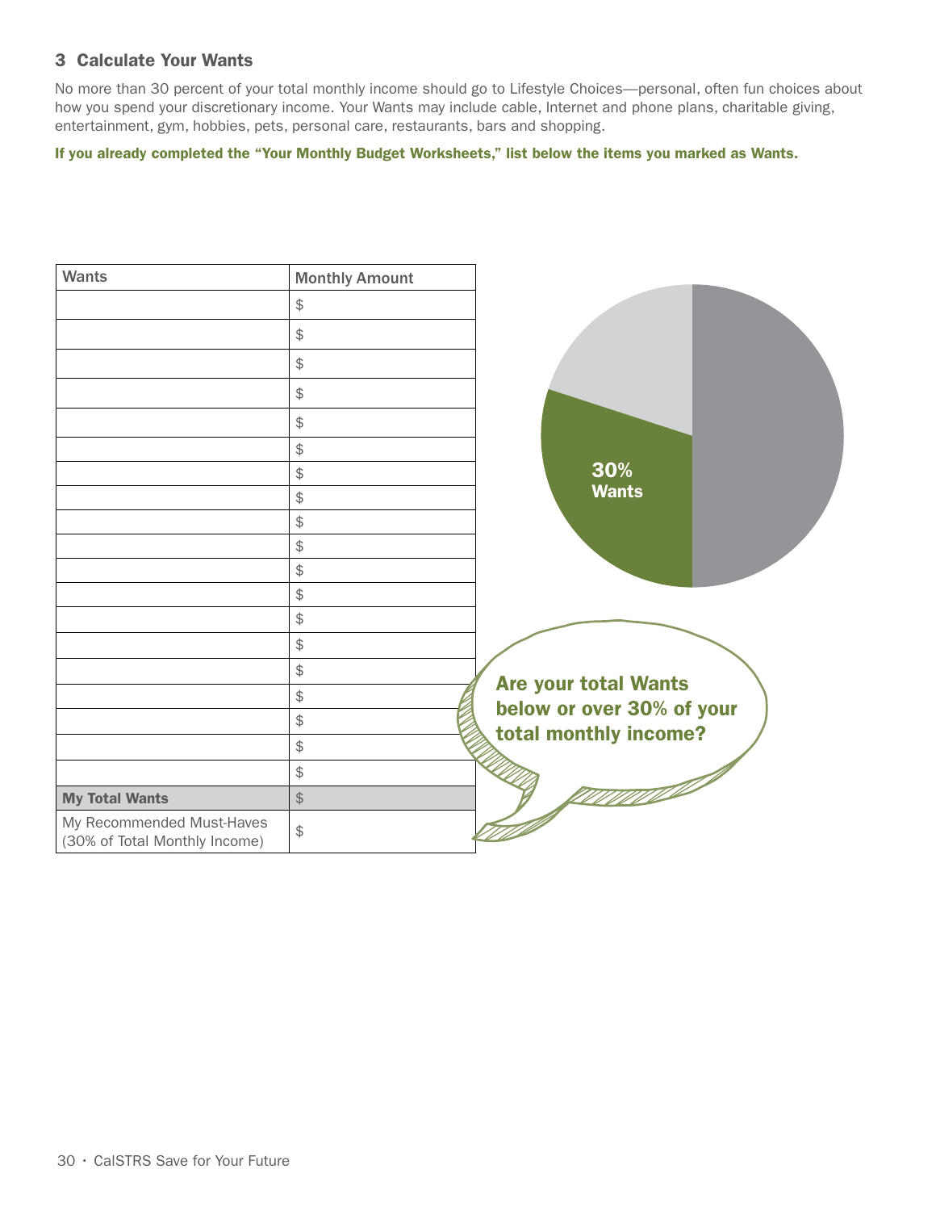### 3 Calculate Your Wants

No more than 30 percent of your total monthly income should go to Lifestyle Choices—personal, often fun choices about how you spend your discretionary income. Your Wants may include cable, Internet and phone plans, charitable giving, entertainment, gym, hobbies, pets, personal care, restaurants, bars and shopping.

**If you already completed the "Your Monthly Budget Worksheets," list below the items you marked as Wants.**

| Wants | Monthly Amount |
| --- | --- |
| | $ |
| | $ |
| | $ |
| | $ |
| | $ |
| | $ |
| | $ |
| | $ |
| | $ |
| | $ |
| | $ |
| | $ |
| | $ |
| | $ |
| | $ |
| | $ |
| | $ |
| | $ |
| | $ |
| **My Total Wants** | $ |
| My Recommended Must-Haves (30% of Total Monthly Income) | $ |

30% Wants

**Are your total Wants below or over 30% of your total monthly income?**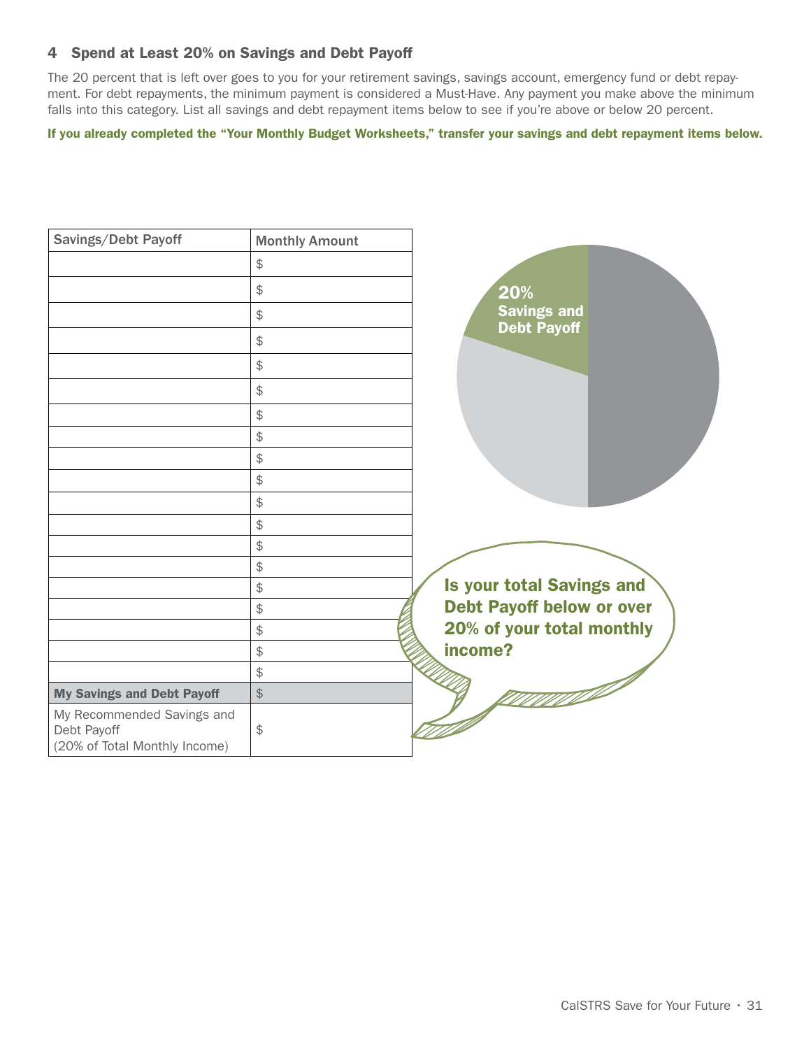## 4 Spend at Least 20% on Savings and Debt Payoff

The 20 percent that is left over goes to you for your retirement savings, savings account, emergency fund or debt repayment. For debt repayments, the minimum payment is considered a Must-Have. Any payment you make above the minimum falls into this category. List all savings and debt repayment items below to see if you're above or below 20 percent.

**If you already completed the "Your Monthly Budget Worksheets," transfer your savings and debt repayment items below.**

| Savings/Debt Payoff | Monthly Amount |
|---|---|
| | $ |
| | $ |
| | $ |
| | $ |
| | $ |
| | $ |
| | $ |
| | $ |
| | $ |
| | $ |
| | $ |
| | $ |
| | $ |
| | $ |
| | $ |
| | $ |
| | $ |
| | $ |
| | $ |
| **My Savings and Debt Payoff** | $ |
| My Recommended Savings and Debt Payoff (20% of Total Monthly Income) | $ |

20% Savings and Debt Payoff

**Is your total Savings and Debt Payoff below or over 20% of your total monthly income?**